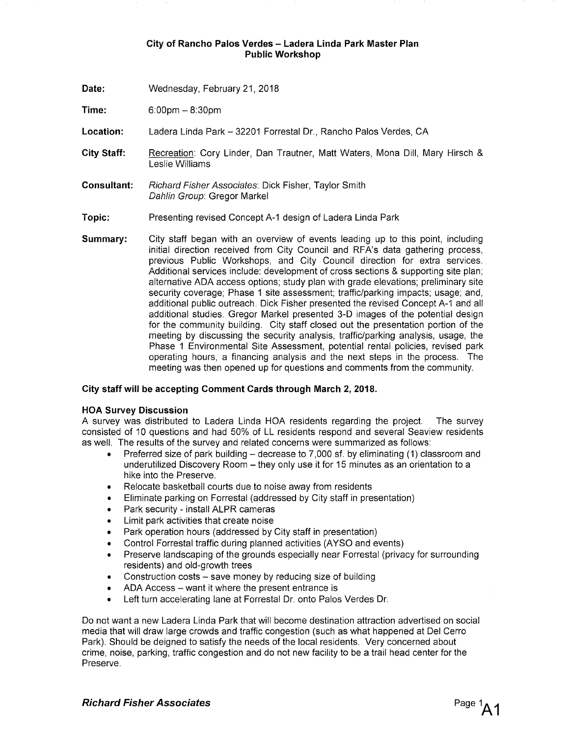**City of Rancho Palos Verdes – Ladera Linda Park Master Plan**
**Public Workshop**

**Date:** Wednesday, February 21, 2018

**Time:** 6:00pm – 8:30pm

**Location:** Ladera Linda Park – 32201 Forrestal Dr., Rancho Palos Verdes, CA

**City Staff:** Recreation: Cory Linder, Dan Trautner, Matt Waters, Mona Dill, Mary Hirsch & Leslie Williams

**Consultant:** *Richard Fisher Associates*: Dick Fisher, Taylor Smith
*Dahlin Group*: Gregor Markel

**Topic:** Presenting revised Concept A-1 design of Ladera Linda Park

**Summary:** City staff began with an overview of events leading up to this point, including initial direction received from City Council and RFA's data gathering process, previous Public Workshops, and City Council direction for extra services. Additional services include: development of cross sections & supporting site plan; alternative ADA access options; study plan with grade elevations; preliminary site security coverage; Phase 1 site assessment; traffic/parking impacts; usage; and, additional public outreach. Dick Fisher presented the revised Concept A-1 and all additional studies. Gregor Markel presented 3-D images of the potential design for the community building. City staff closed out the presentation portion of the meeting by discussing the security analysis, traffic/parking analysis, usage, the Phase 1 Environmental Site Assessment, potential rental policies, revised park operating hours, a financing analysis and the next steps in the process. The meeting was then opened up for questions and comments from the community.

**City staff will be accepting Comment Cards through March 2, 2018.**

**HOA Survey Discussion**

A survey was distributed to Ladera Linda HOA residents regarding the project. The survey consisted of 10 questions and had 50% of LL residents respond and several Seaview residents as well. The results of the survey and related concerns were summarized as follows:

- Preferred size of park building – decrease to 7,000 sf. by eliminating (1) classroom and underutilized Discovery Room – they only use it for 15 minutes as an orientation to a hike into the Preserve.
- Relocate basketball courts due to noise away from residents
- Eliminate parking on Forrestal (addressed by City staff in presentation)
- Park security - install ALPR cameras
- Limit park activities that create noise
- Park operation hours (addressed by City staff in presentation)
- Control Forrestal traffic during planned activities (AYSO and events)
- Preserve landscaping of the grounds especially near Forrestal (privacy for surrounding residents) and old-growth trees
- Construction costs – save money by reducing size of building
- ADA Access – want it where the present entrance is
- Left turn accelerating lane at Forrestal Dr. onto Palos Verdes Dr.

Do not want a new Ladera Linda Park that will become destination attraction advertised on social media that will draw large crowds and traffic congestion (such as what happened at Del Cerro Park). Should be deigned to satisfy the needs of the local residents. Very concerned about crime, noise, parking, traffic congestion and do not new facility to be a trail head center for the Preserve.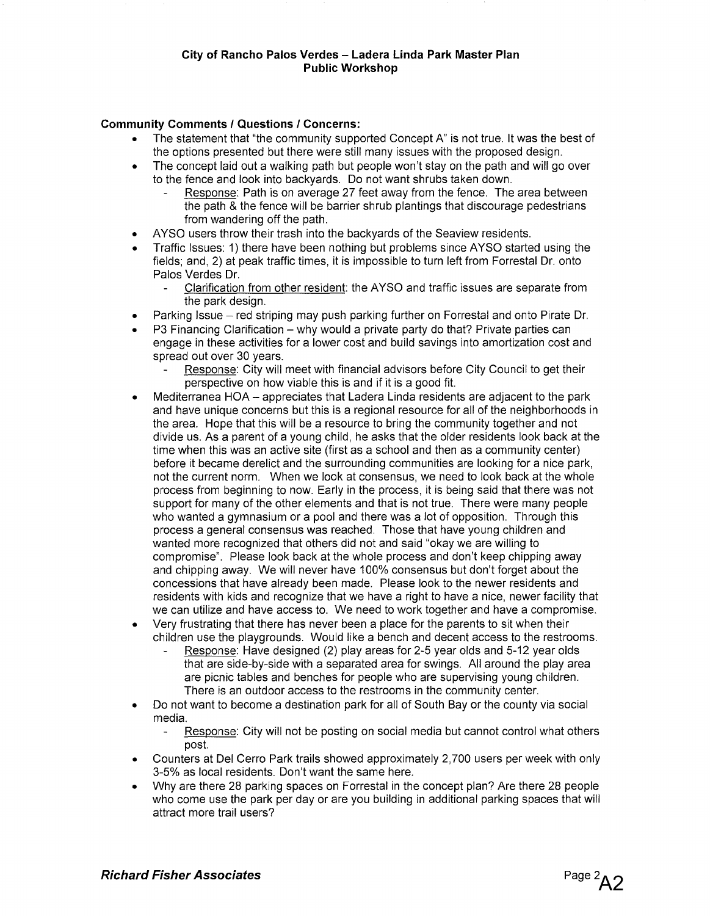**City of Rancho Palos Verdes – Ladera Linda Park Master Plan**
**Public Workshop**

**Community Comments / Questions / Concerns:**

- The statement that "the community supported Concept A" is not true. It was the best of the options presented but there were still many issues with the proposed design.
- The concept laid out a walking path but people won't stay on the path and will go over to the fence and look into backyards. Do not want shrubs taken down.
  - Response: Path is on average 27 feet away from the fence. The area between the path & the fence will be barrier shrub plantings that discourage pedestrians from wandering off the path.
- AYSO users throw their trash into the backyards of the Seaview residents.
- Traffic Issues: 1) there have been nothing but problems since AYSO started using the fields; and, 2) at peak traffic times, it is impossible to turn left from Forrestal Dr. onto Palos Verdes Dr.
  - Clarification from other resident: the AYSO and traffic issues are separate from the park design.
- Parking Issue – red striping may push parking further on Forrestal and onto Pirate Dr.
- P3 Financing Clarification – why would a private party do that? Private parties can engage in these activities for a lower cost and build savings into amortization cost and spread out over 30 years.
  - Response: City will meet with financial advisors before City Council to get their perspective on how viable this is and if it is a good fit.
- Mediterranea HOA – appreciates that Ladera Linda residents are adjacent to the park and have unique concerns but this is a regional resource for all of the neighborhoods in the area. Hope that this will be a resource to bring the community together and not divide us. As a parent of a young child, he asks that the older residents look back at the time when this was an active site (first as a school and then as a community center) before it became derelict and the surrounding communities are looking for a nice park, not the current norm. When we look at consensus, we need to look back at the whole process from beginning to now. Early in the process, it is being said that there was not support for many of the other elements and that is not true. There were many people who wanted a gymnasium or a pool and there was a lot of opposition. Through this process a general consensus was reached. Those that have young children and wanted more recognized that others did not and said "okay we are willing to compromise". Please look back at the whole process and don't keep chipping away and chipping away. We will never have 100% consensus but don't forget about the concessions that have already been made. Please look to the newer residents and residents with kids and recognize that we have a right to have a nice, newer facility that we can utilize and have access to. We need to work together and have a compromise.
- Very frustrating that there has never been a place for the parents to sit when their children use the playgrounds. Would like a bench and decent access to the restrooms.
  - Response: Have designed (2) play areas for 2-5 year olds and 5-12 year olds that are side-by-side with a separated area for swings. All around the play area are picnic tables and benches for people who are supervising young children. There is an outdoor access to the restrooms in the community center.
- Do not want to become a destination park for all of South Bay or the county via social media.
  - Response: City will not be posting on social media but cannot control what others post.
- Counters at Del Cerro Park trails showed approximately 2,700 users per week with only 3-5% as local residents. Don't want the same here.
- Why are there 28 parking spaces on Forrestal in the concept plan? Are there 28 people who come use the park per day or are you building in additional parking spaces that will attract more trail users?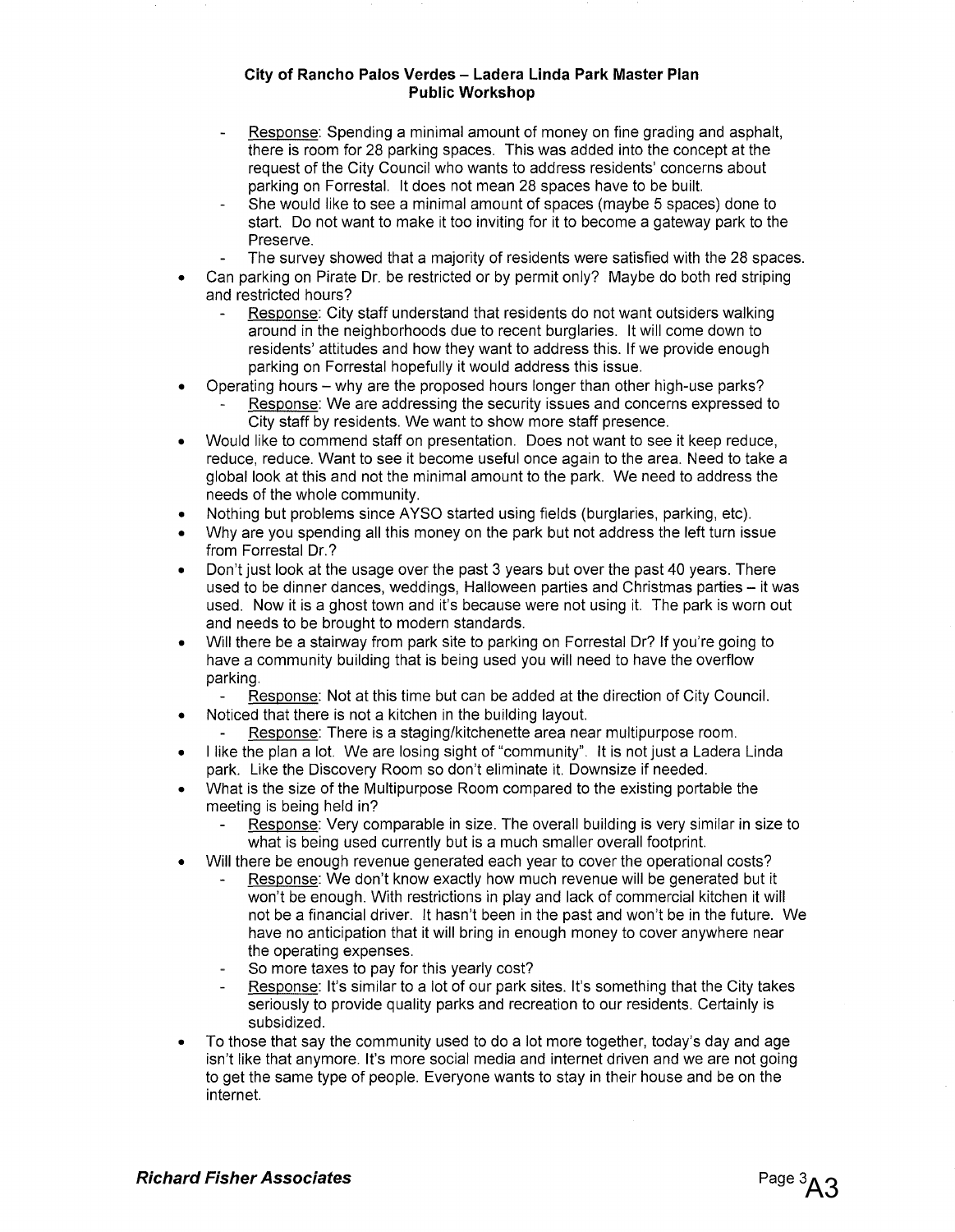**City of Rancho Palos Verdes – Ladera Linda Park Master Plan**
**Public Workshop**

- Response: Spending a minimal amount of money on fine grading and asphalt, there is room for 28 parking spaces. This was added into the concept at the request of the City Council who wants to address residents' concerns about parking on Forrestal. It does not mean 28 spaces have to be built.
- She would like to see a minimal amount of spaces (maybe 5 spaces) done to start. Do not want to make it too inviting for it to become a gateway park to the Preserve.
- The survey showed that a majority of residents were satisfied with the 28 spaces.

- Can parking on Pirate Dr. be restricted or by permit only? Maybe do both red striping and restricted hours?
  - Response: City staff understand that residents do not want outsiders walking around in the neighborhoods due to recent burglaries. It will come down to residents' attitudes and how they want to address this. If we provide enough parking on Forrestal hopefully it would address this issue.
- Operating hours – why are the proposed hours longer than other high-use parks?
  - Response: We are addressing the security issues and concerns expressed to City staff by residents. We want to show more staff presence.
- Would like to commend staff on presentation. Does not want to see it keep reduce, reduce, reduce. Want to see it become useful once again to the area. Need to take a global look at this and not the minimal amount to the park. We need to address the needs of the whole community.
- Nothing but problems since AYSO started using fields (burglaries, parking, etc).
- Why are you spending all this money on the park but not address the left turn issue from Forrestal Dr.?
- Don't just look at the usage over the past 3 years but over the past 40 years. There used to be dinner dances, weddings, Halloween parties and Christmas parties – it was used. Now it is a ghost town and it's because were not using it. The park is worn out and needs to be brought to modern standards.
- Will there be a stairway from park site to parking on Forrestal Dr? If you're going to have a community building that is being used you will need to have the overflow parking.
  - Response: Not at this time but can be added at the direction of City Council.
- Noticed that there is not a kitchen in the building layout.
  - Response: There is a staging/kitchenette area near multipurpose room.
- I like the plan a lot. We are losing sight of "community". It is not just a Ladera Linda park. Like the Discovery Room so don't eliminate it. Downsize if needed.
- What is the size of the Multipurpose Room compared to the existing portable the meeting is being held in?
  - Response: Very comparable in size. The overall building is very similar in size to what is being used currently but is a much smaller overall footprint.
- Will there be enough revenue generated each year to cover the operational costs?
  - Response: We don't know exactly how much revenue will be generated but it won't be enough. With restrictions in play and lack of commercial kitchen it will not be a financial driver. It hasn't been in the past and won't be in the future. We have no anticipation that it will bring in enough money to cover anywhere near the operating expenses.
  - So more taxes to pay for this yearly cost?
  - Response: It's similar to a lot of our park sites. It's something that the City takes seriously to provide quality parks and recreation to our residents. Certainly is subsidized.
- To those that say the community used to do a lot more together, today's day and age isn't like that anymore. It's more social media and internet driven and we are not going to get the same type of people. Everyone wants to stay in their house and be on the internet.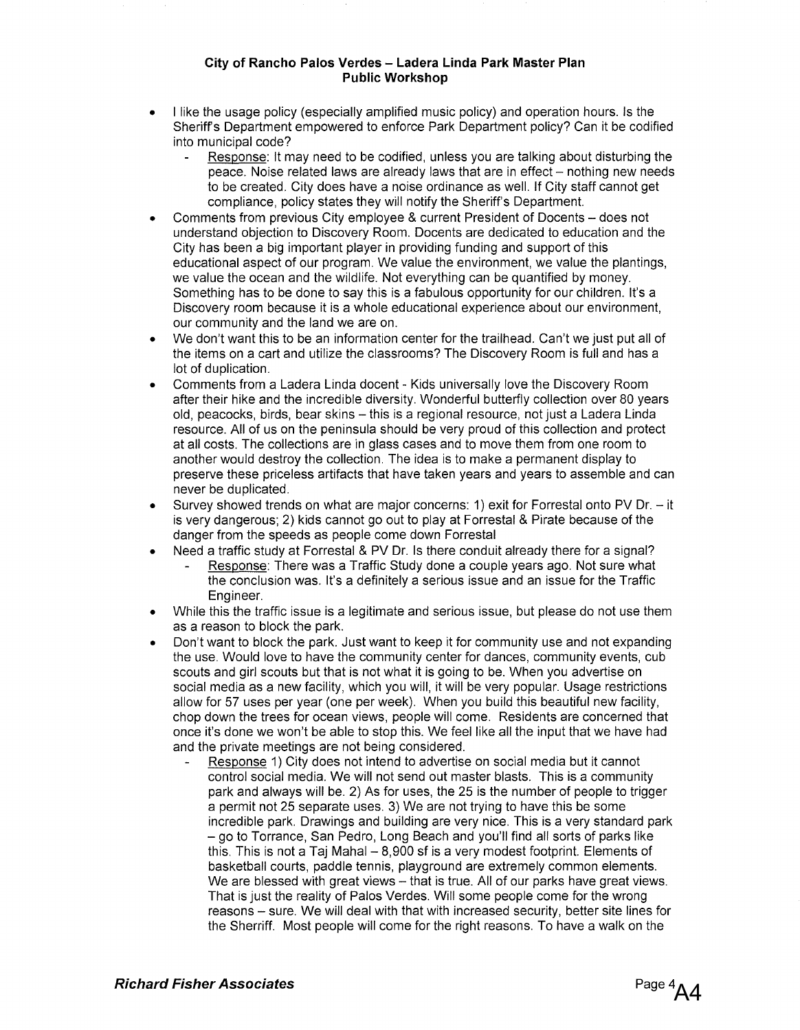**City of Rancho Palos Verdes – Ladera Linda Park Master Plan**
**Public Workshop**

- I like the usage policy (especially amplified music policy) and operation hours. Is the Sheriff's Department empowered to enforce Park Department policy? Can it be codified into municipal code?
  - Response: It may need to be codified, unless you are talking about disturbing the peace. Noise related laws are already laws that are in effect – nothing new needs to be created. City does have a noise ordinance as well. If City staff cannot get compliance, policy states they will notify the Sheriff's Department.
- Comments from previous City employee & current President of Docents – does not understand objection to Discovery Room. Docents are dedicated to education and the City has been a big important player in providing funding and support of this educational aspect of our program. We value the environment, we value the plantings, we value the ocean and the wildlife. Not everything can be quantified by money. Something has to be done to say this is a fabulous opportunity for our children. It's a Discovery room because it is a whole educational experience about our environment, our community and the land we are on.
- We don't want this to be an information center for the trailhead. Can't we just put all of the items on a cart and utilize the classrooms? The Discovery Room is full and has a lot of duplication.
- Comments from a Ladera Linda docent - Kids universally love the Discovery Room after their hike and the incredible diversity. Wonderful butterfly collection over 80 years old, peacocks, birds, bear skins – this is a regional resource, not just a Ladera Linda resource. All of us on the peninsula should be very proud of this collection and protect at all costs. The collections are in glass cases and to move them from one room to another would destroy the collection. The idea is to make a permanent display to preserve these priceless artifacts that have taken years and years to assemble and can never be duplicated.
- Survey showed trends on what are major concerns: 1) exit for Forrestal onto PV Dr. – it is very dangerous; 2) kids cannot go out to play at Forrestal & Pirate because of the danger from the speeds as people come down Forrestal
- Need a traffic study at Forrestal & PV Dr. Is there conduit already there for a signal?
  - Response: There was a Traffic Study done a couple years ago. Not sure what the conclusion was. It's a definitely a serious issue and an issue for the Traffic Engineer.
- While this the traffic issue is a legitimate and serious issue, but please do not use them as a reason to block the park.
- Don't want to block the park. Just want to keep it for community use and not expanding the use. Would love to have the community center for dances, community events, cub scouts and girl scouts but that is not what it is going to be. When you advertise on social media as a new facility, which you will, it will be very popular. Usage restrictions allow for 57 uses per year (one per week). When you build this beautiful new facility, chop down the trees for ocean views, people will come. Residents are concerned that once it's done we won't be able to stop this. We feel like all the input that we have had and the private meetings are not being considered.
  - Response 1) City does not intend to advertise on social media but it cannot control social media. We will not send out master blasts. This is a community park and always will be. 2) As for uses, the 25 is the number of people to trigger a permit not 25 separate uses. 3) We are not trying to have this be some incredible park. Drawings and building are very nice. This is a very standard park – go to Torrance, San Pedro, Long Beach and you'll find all sorts of parks like this. This is not a Taj Mahal – 8,900 sf is a very modest footprint. Elements of basketball courts, paddle tennis, playground are extremely common elements. We are blessed with great views – that is true. All of our parks have great views. That is just the reality of Palos Verdes. Will some people come for the wrong reasons – sure. We will deal with that with increased security, better site lines for the Sherriff. Most people will come for the right reasons. To have a walk on the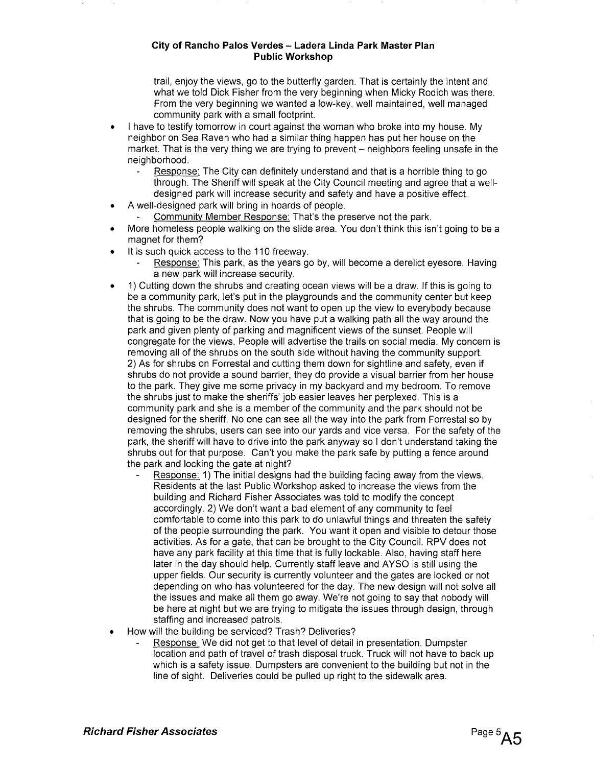trail, enjoy the views, go to the butterfly garden. That is certainly the intent and what we told Dick Fisher from the very beginning when Micky Rodich was there. From the very beginning we wanted a low-key, well maintained, well managed community park with a small footprint.

- I have to testify tomorrow in court against the woman who broke into my house. My neighbor on Sea Raven who had a similar thing happen has put her house on the market. That is the very thing we are trying to prevent – neighbors feeling unsafe in the neighborhood.
  - Response: The City can definitely understand and that is a horrible thing to go through. The Sheriff will speak at the City Council meeting and agree that a well-designed park will increase security and safety and have a positive effect.
- A well-designed park will bring in hoards of people.
  - Community Member Response: That's the preserve not the park.
- More homeless people walking on the slide area. You don't think this isn't going to be a magnet for them?
- It is such quick access to the 110 freeway.
  - Response: This park, as the years go by, will become a derelict eyesore. Having a new park will increase security.
- 1) Cutting down the shrubs and creating ocean views will be a draw. If this is going to be a community park, let's put in the playgrounds and the community center but keep the shrubs. The community does not want to open up the view to everybody because that is going to be the draw. Now you have put a walking path all the way around the park and given plenty of parking and magnificent views of the sunset. People will congregate for the views. People will advertise the trails on social media. My concern is removing all of the shrubs on the south side without having the community support. 2) As for shrubs on Forrestal and cutting them down for sightline and safety, even if shrubs do not provide a sound barrier, they do provide a visual barrier from her house to the park. They give me some privacy in my backyard and my bedroom. To remove the shrubs just to make the sheriffs' job easier leaves her perplexed. This is a community park and she is a member of the community and the park should not be designed for the sheriff. No one can see all the way into the park from Forrestal so by removing the shrubs, users can see into our yards and vice versa. For the safety of the park, the sheriff will have to drive into the park anyway so I don't understand taking the shrubs out for that purpose. Can't you make the park safe by putting a fence around the park and locking the gate at night?
  - Response: 1) The initial designs had the building facing away from the views. Residents at the last Public Workshop asked to increase the views from the building and Richard Fisher Associates was told to modify the concept accordingly. 2) We don't want a bad element of any community to feel comfortable to come into this park to do unlawful things and threaten the safety of the people surrounding the park. You want it open and visible to detour those activities. As for a gate, that can be brought to the City Council. RPV does not have any park facility at this time that is fully lockable. Also, having staff here later in the day should help. Currently staff leave and AYSO is still using the upper fields. Our security is currently volunteer and the gates are locked or not depending on who has volunteered for the day. The new design will not solve all the issues and make all them go away. We're not going to say that nobody will be here at night but we are trying to mitigate the issues through design, through staffing and increased patrols.
- How will the building be serviced? Trash? Deliveries?
  - Response: We did not get to that level of detail in presentation. Dumpster location and path of travel of trash disposal truck. Truck will not have to back up which is a safety issue. Dumpsters are convenient to the building but not in the line of sight. Deliveries could be pulled up right to the sidewalk area.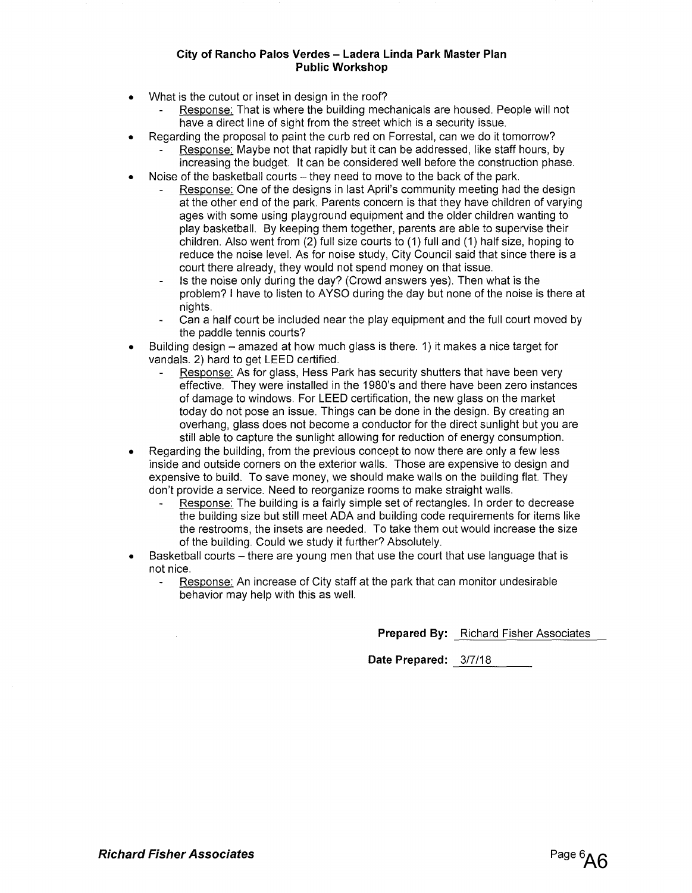**City of Rancho Palos Verdes – Ladera Linda Park Master Plan**
**Public Workshop**

- What is the cutout or inset in design in the roof?
  - Response: That is where the building mechanicals are housed. People will not have a direct line of sight from the street which is a security issue.
- Regarding the proposal to paint the curb red on Forrestal, can we do it tomorrow?
  - Response: Maybe not that rapidly but it can be addressed, like staff hours, by increasing the budget. It can be considered well before the construction phase.
- Noise of the basketball courts – they need to move to the back of the park.
  - Response: One of the designs in last April's community meeting had the design at the other end of the park. Parents concern is that they have children of varying ages with some using playground equipment and the older children wanting to play basketball. By keeping them together, parents are able to supervise their children. Also went from (2) full size courts to (1) full and (1) half size, hoping to reduce the noise level. As for noise study, City Council said that since there is a court there already, they would not spend money on that issue.
  - Is the noise only during the day? (Crowd answers yes). Then what is the problem? I have to listen to AYSO during the day but none of the noise is there at nights.
  - Can a half court be included near the play equipment and the full court moved by the paddle tennis courts?
- Building design – amazed at how much glass is there. 1) it makes a nice target for vandals. 2) hard to get LEED certified.
  - Response: As for glass, Hess Park has security shutters that have been very effective. They were installed in the 1980's and there have been zero instances of damage to windows. For LEED certification, the new glass on the market today do not pose an issue. Things can be done in the design. By creating an overhang, glass does not become a conductor for the direct sunlight but you are still able to capture the sunlight allowing for reduction of energy consumption.
- Regarding the building, from the previous concept to now there are only a few less inside and outside corners on the exterior walls. Those are expensive to design and expensive to build. To save money, we should make walls on the building flat. They don't provide a service. Need to reorganize rooms to make straight walls.
  - Response: The building is a fairly simple set of rectangles. In order to decrease the building size but still meet ADA and building code requirements for items like the restrooms, the insets are needed. To take them out would increase the size of the building. Could we study it further? Absolutely.
- Basketball courts – there are young men that use the court that use language that is not nice.
  - Response: An increase of City staff at the park that can monitor undesirable behavior may help with this as well.

**Prepared By:** Richard Fisher Associates

**Date Prepared:** 3/7/18